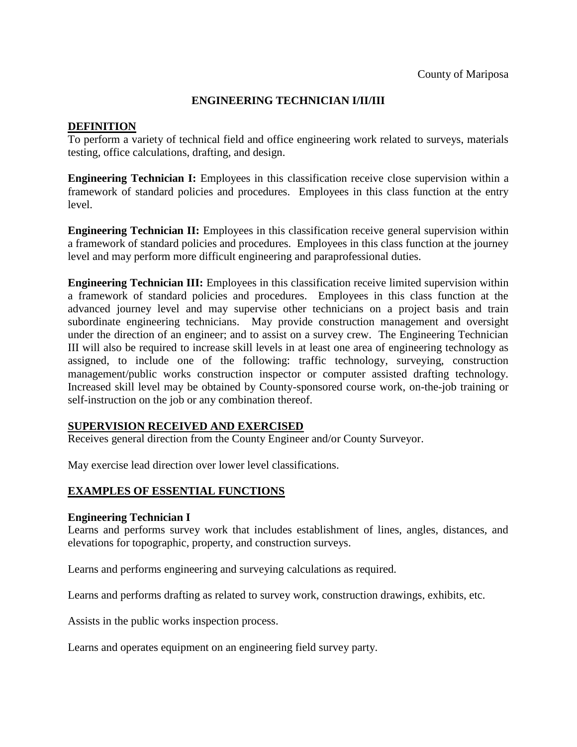County of Mariposa

# ENGINEERING TECHNICIAN I/II/III

## DEFINITION

To perform a variety of technical field and office engineering work related to surveys, materials testing, office calculations, drafting, and design.

**Engineering Technician I:** Employees in this classification receive close supervision within a framework of standard policies and procedures. Employees in this class function at the entry level.

**Engineering Technician II:** Employees in this classification receive general supervision within a framework of standard policies and procedures. Employees in this class function at the journey level and may perform more difficult engineering and paraprofessional duties.

**Engineering Technician III:** Employees in this classification receive limited supervision within a framework of standard policies and procedures. Employees in this class function at the advanced journey level and may supervise other technicians on a project basis and train subordinate engineering technicians. May provide construction management and oversight under the direction of an engineer; and to assist on a survey crew. The Engineering Technician III will also be required to increase skill levels in at least one area of engineering technology as assigned, to include one of the following: traffic technology, surveying, construction management/public works construction inspector or computer assisted drafting technology. Increased skill level may be obtained by County-sponsored course work, on-the-job training or self-instruction on the job or any combination thereof.

## SUPERVISION RECEIVED AND EXERCISED

Receives general direction from the County Engineer and/or County Surveyor.

May exercise lead direction over lower level classifications.

## EXAMPLES OF ESSENTIAL FUNCTIONS

### Engineering Technician I

Learns and performs survey work that includes establishment of lines, angles, distances, and elevations for topographic, property, and construction surveys.

Learns and performs engineering and surveying calculations as required.

Learns and performs drafting as related to survey work, construction drawings, exhibits, etc.

Assists in the public works inspection process.

Learns and operates equipment on an engineering field survey party.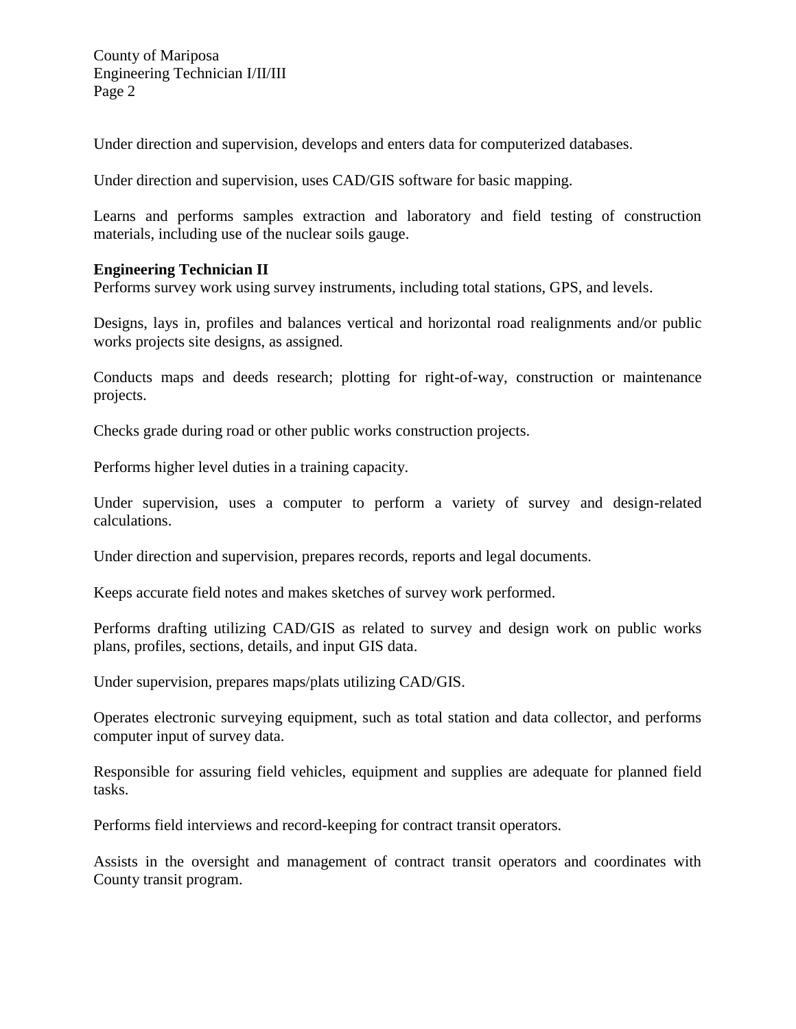Under direction and supervision, develops and enters data for computerized databases.

Under direction and supervision, uses CAD/GIS software for basic mapping.

Learns and performs samples extraction and laboratory and field testing of construction materials, including use of the nuclear soils gauge.

**Engineering Technician II**

Performs survey work using survey instruments, including total stations, GPS, and levels.

Designs, lays in, profiles and balances vertical and horizontal road realignments and/or public works projects site designs, as assigned.

Conducts maps and deeds research; plotting for right-of-way, construction or maintenance projects.

Checks grade during road or other public works construction projects.

Performs higher level duties in a training capacity.

Under supervision, uses a computer to perform a variety of survey and design-related calculations.

Under direction and supervision, prepares records, reports and legal documents.

Keeps accurate field notes and makes sketches of survey work performed.

Performs drafting utilizing CAD/GIS as related to survey and design work on public works plans, profiles, sections, details, and input GIS data.

Under supervision, prepares maps/plats utilizing CAD/GIS.

Operates electronic surveying equipment, such as total station and data collector, and performs computer input of survey data.

Responsible for assuring field vehicles, equipment and supplies are adequate for planned field tasks.

Performs field interviews and record-keeping for contract transit operators.

Assists in the oversight and management of contract transit operators and coordinates with County transit program.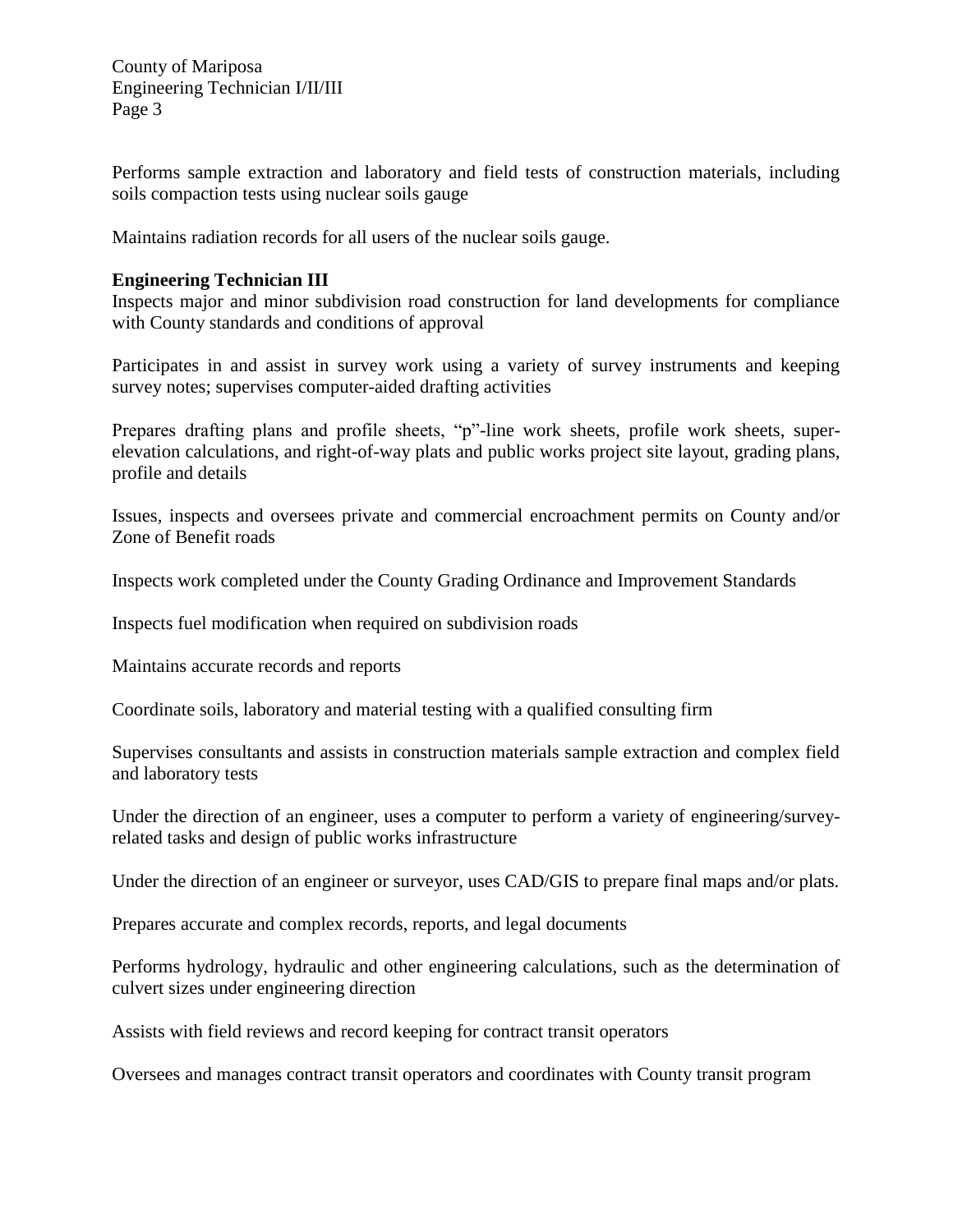Performs sample extraction and laboratory and field tests of construction materials, including soils compaction tests using nuclear soils gauge

Maintains radiation records for all users of the nuclear soils gauge.

**Engineering Technician III**

Inspects major and minor subdivision road construction for land developments for compliance with County standards and conditions of approval

Participates in and assist in survey work using a variety of survey instruments and keeping survey notes; supervises computer-aided drafting activities

Prepares drafting plans and profile sheets, "p"-line work sheets, profile work sheets, super-elevation calculations, and right-of-way plats and public works project site layout, grading plans, profile and details

Issues, inspects and oversees private and commercial encroachment permits on County and/or Zone of Benefit roads

Inspects work completed under the County Grading Ordinance and Improvement Standards

Inspects fuel modification when required on subdivision roads

Maintains accurate records and reports

Coordinate soils, laboratory and material testing with a qualified consulting firm

Supervises consultants and assists in construction materials sample extraction and complex field and laboratory tests

Under the direction of an engineer, uses a computer to perform a variety of engineering/survey-related tasks and design of public works infrastructure

Under the direction of an engineer or surveyor, uses CAD/GIS to prepare final maps and/or plats.

Prepares accurate and complex records, reports, and legal documents

Performs hydrology, hydraulic and other engineering calculations, such as the determination of culvert sizes under engineering direction

Assists with field reviews and record keeping for contract transit operators

Oversees and manages contract transit operators and coordinates with County transit program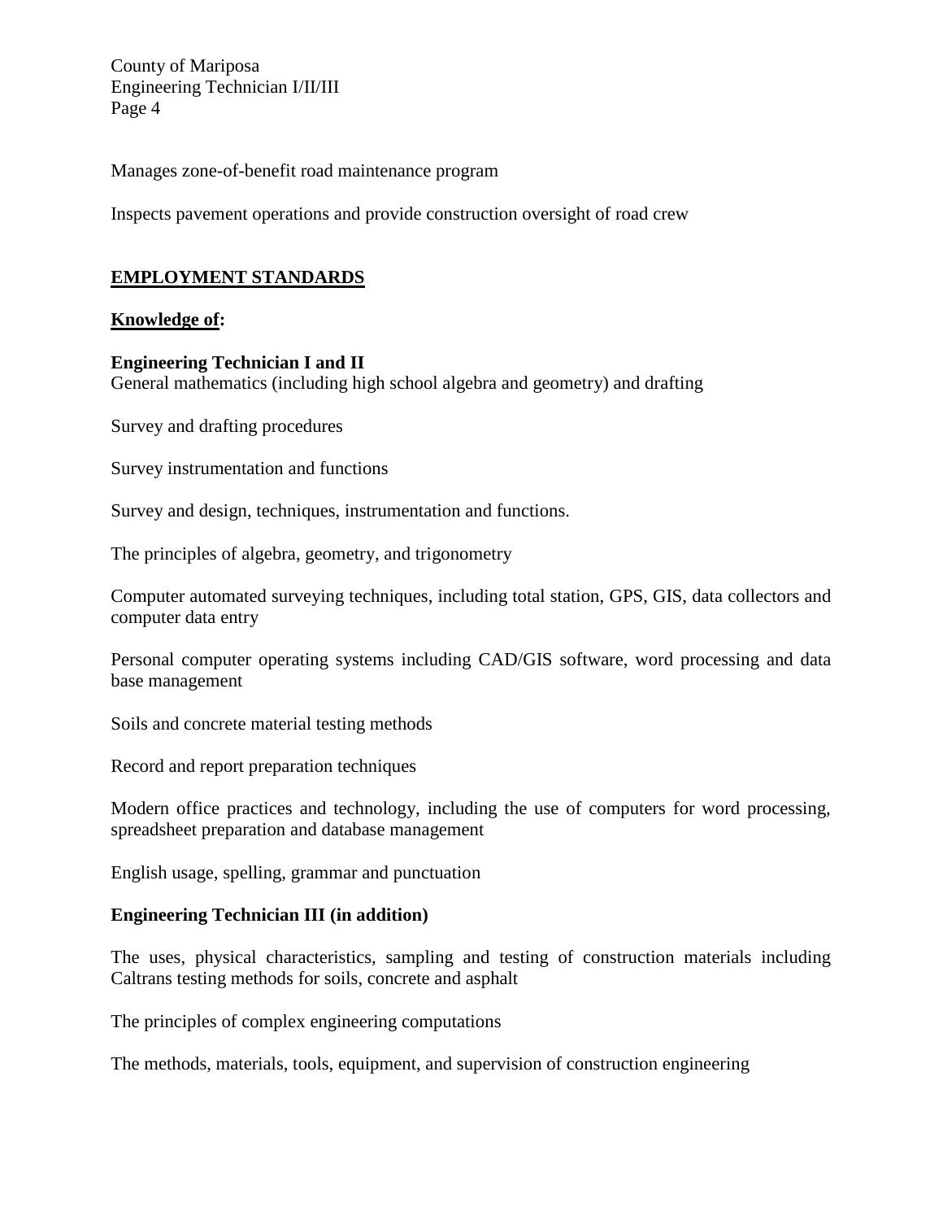Manages zone-of-benefit road maintenance program

Inspects pavement operations and provide construction oversight of road crew

## EMPLOYMENT STANDARDS

### Knowledge of:

**Engineering Technician I and II**
General mathematics (including high school algebra and geometry) and drafting

Survey and drafting procedures

Survey instrumentation and functions

Survey and design, techniques, instrumentation and functions.

The principles of algebra, geometry, and trigonometry

Computer automated surveying techniques, including total station, GPS, GIS, data collectors and computer data entry

Personal computer operating systems including CAD/GIS software, word processing and data base management

Soils and concrete material testing methods

Record and report preparation techniques

Modern office practices and technology, including the use of computers for word processing, spreadsheet preparation and database management

English usage, spelling, grammar and punctuation

**Engineering Technician III (in addition)**

The uses, physical characteristics, sampling and testing of construction materials including Caltrans testing methods for soils, concrete and asphalt

The principles of complex engineering computations

The methods, materials, tools, equipment, and supervision of construction engineering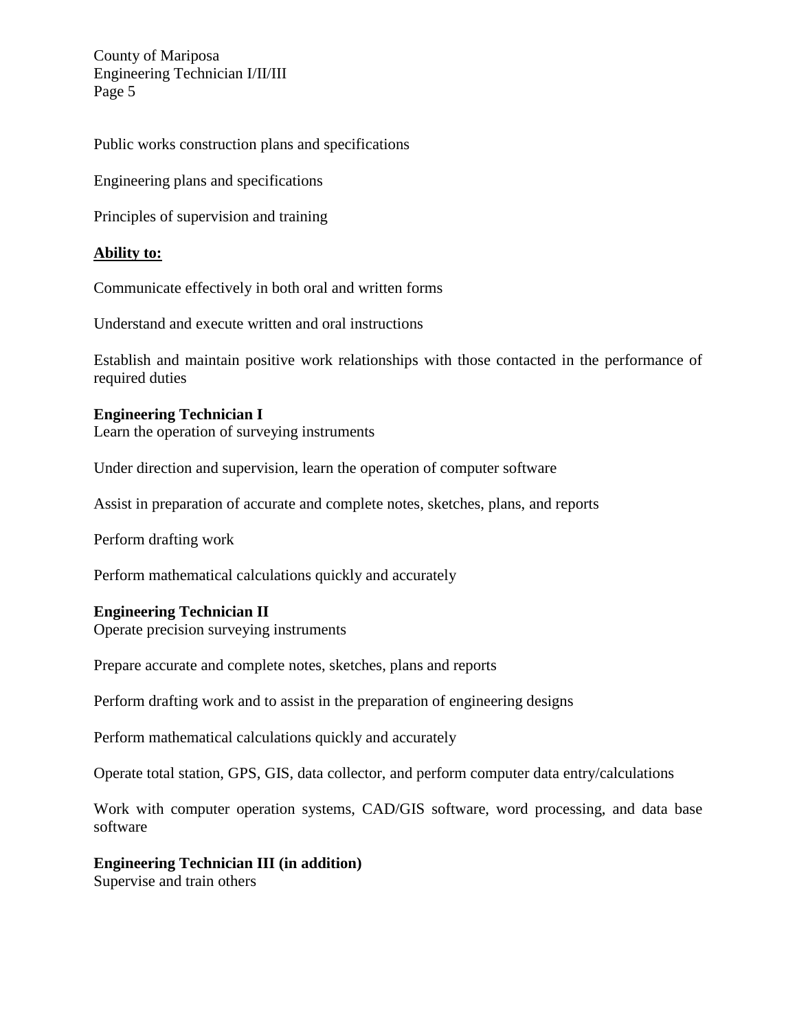Public works construction plans and specifications

Engineering plans and specifications

Principles of supervision and training

**Ability to:**

Communicate effectively in both oral and written forms

Understand and execute written and oral instructions

Establish and maintain positive work relationships with those contacted in the performance of required duties

**Engineering Technician I**
Learn the operation of surveying instruments

Under direction and supervision, learn the operation of computer software

Assist in preparation of accurate and complete notes, sketches, plans, and reports

Perform drafting work

Perform mathematical calculations quickly and accurately

**Engineering Technician II**
Operate precision surveying instruments

Prepare accurate and complete notes, sketches, plans and reports

Perform drafting work and to assist in the preparation of engineering designs

Perform mathematical calculations quickly and accurately

Operate total station, GPS, GIS, data collector, and perform computer data entry/calculations

Work with computer operation systems, CAD/GIS software, word processing, and data base software

**Engineering Technician III (in addition)**
Supervise and train others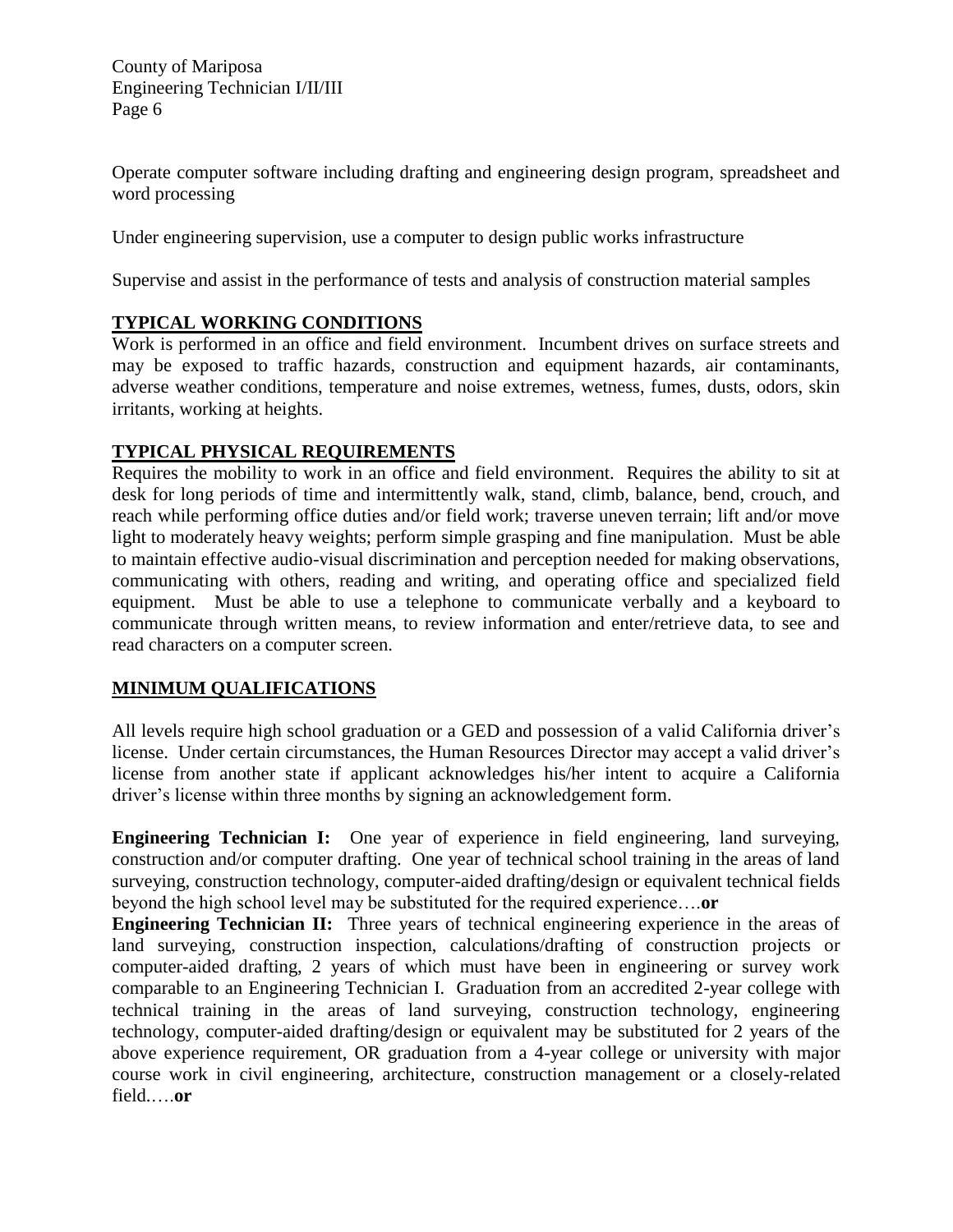Operate computer software including drafting and engineering design program, spreadsheet and word processing

Under engineering supervision, use a computer to design public works infrastructure

Supervise and assist in the performance of tests and analysis of construction material samples

## TYPICAL WORKING CONDITIONS

Work is performed in an office and field environment. Incumbent drives on surface streets and may be exposed to traffic hazards, construction and equipment hazards, air contaminants, adverse weather conditions, temperature and noise extremes, wetness, fumes, dusts, odors, skin irritants, working at heights.

## TYPICAL PHYSICAL REQUIREMENTS

Requires the mobility to work in an office and field environment. Requires the ability to sit at desk for long periods of time and intermittently walk, stand, climb, balance, bend, crouch, and reach while performing office duties and/or field work; traverse uneven terrain; lift and/or move light to moderately heavy weights; perform simple grasping and fine manipulation. Must be able to maintain effective audio-visual discrimination and perception needed for making observations, communicating with others, reading and writing, and operating office and specialized field equipment. Must be able to use a telephone to communicate verbally and a keyboard to communicate through written means, to review information and enter/retrieve data, to see and read characters on a computer screen.

## MINIMUM QUALIFICATIONS

All levels require high school graduation or a GED and possession of a valid California driver's license. Under certain circumstances, the Human Resources Director may accept a valid driver's license from another state if applicant acknowledges his/her intent to acquire a California driver's license within three months by signing an acknowledgement form.

**Engineering Technician I:** One year of experience in field engineering, land surveying, construction and/or computer drafting. One year of technical school training in the areas of land surveying, construction technology, computer-aided drafting/design or equivalent technical fields beyond the high school level may be substituted for the required experience….**or**

**Engineering Technician II:** Three years of technical engineering experience in the areas of land surveying, construction inspection, calculations/drafting of construction projects or computer-aided drafting, 2 years of which must have been in engineering or survey work comparable to an Engineering Technician I. Graduation from an accredited 2-year college with technical training in the areas of land surveying, construction technology, engineering technology, computer-aided drafting/design or equivalent may be substituted for 2 years of the above experience requirement, OR graduation from a 4-year college or university with major course work in civil engineering, architecture, construction management or a closely-related field.….**or**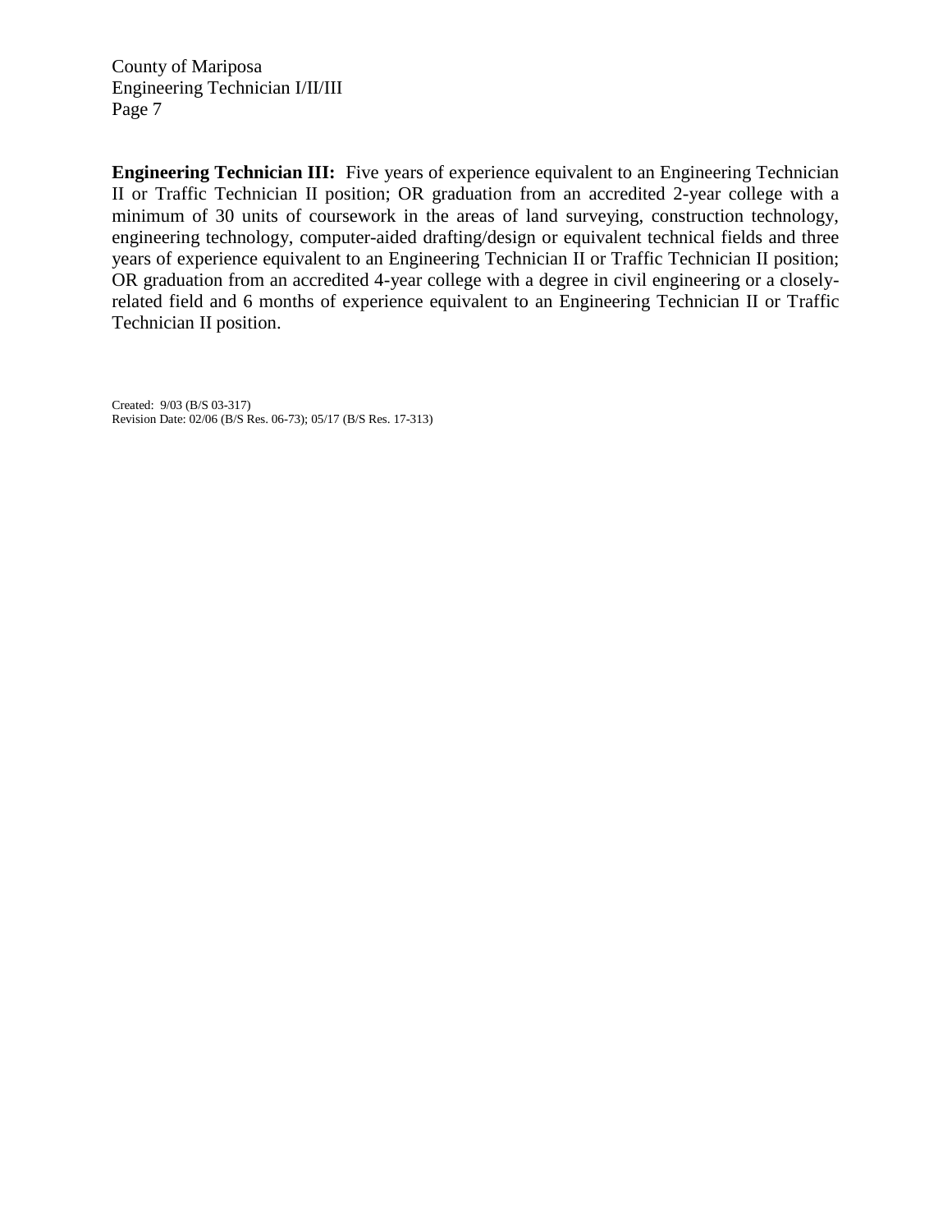**Engineering Technician III:** Five years of experience equivalent to an Engineering Technician II or Traffic Technician II position; OR graduation from an accredited 2-year college with a minimum of 30 units of coursework in the areas of land surveying, construction technology, engineering technology, computer-aided drafting/design or equivalent technical fields and three years of experience equivalent to an Engineering Technician II or Traffic Technician II position; OR graduation from an accredited 4-year college with a degree in civil engineering or a closely-related field and 6 months of experience equivalent to an Engineering Technician II or Traffic Technician II position.

Created: 9/03 (B/S 03-317)
Revision Date: 02/06 (B/S Res. 06-73); 05/17 (B/S Res. 17-313)